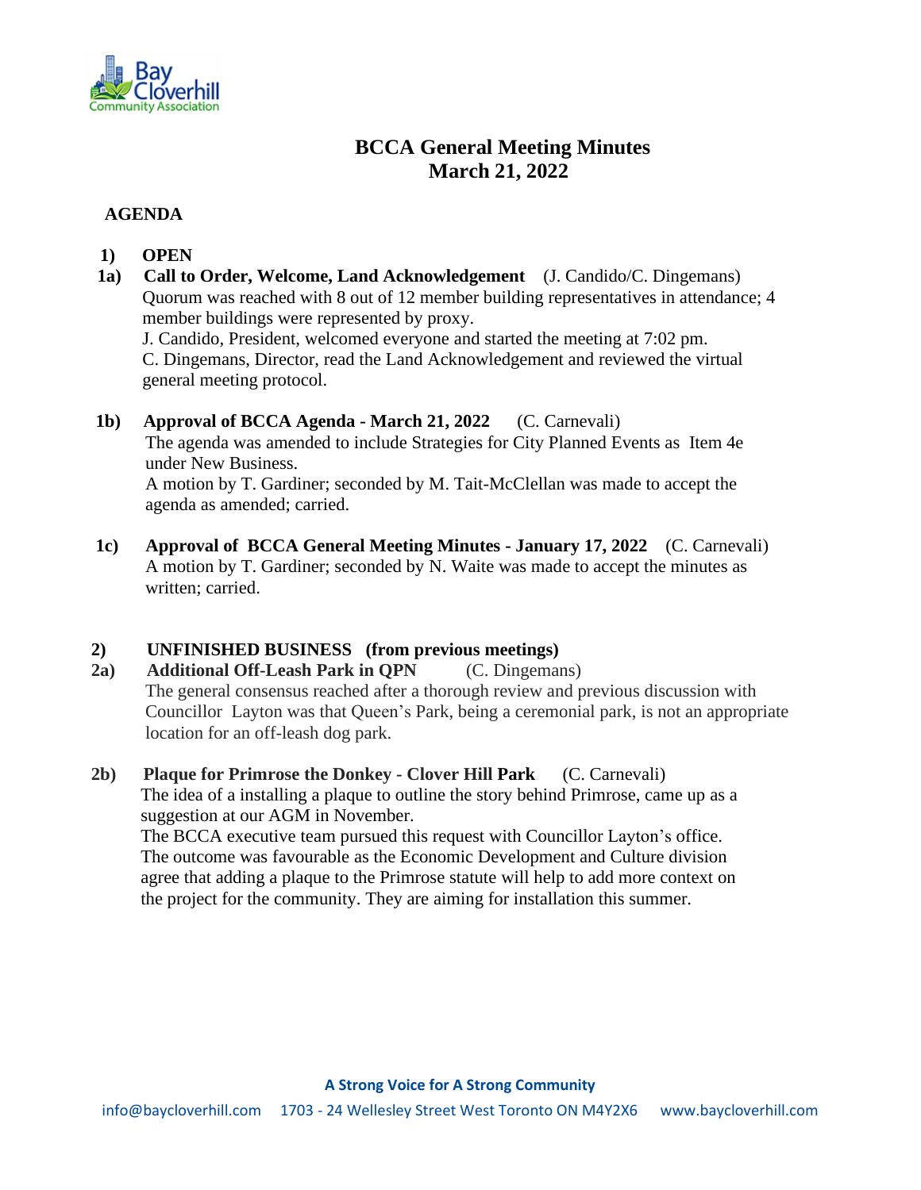# BCCA General Meeting Minutes
# March 21, 2022

## AGENDA

### 1) OPEN

**1a) Call to Order, Welcome, Land Acknowledgement** (J. Candido/C. Dingemans)

Quorum was reached with 8 out of 12 member building representatives in attendance; 4 member buildings were represented by proxy.
J. Candido, President, welcomed everyone and started the meeting at 7:02 pm.
C. Dingemans, Director, read the Land Acknowledgement and reviewed the virtual general meeting protocol.

**1b) Approval of BCCA Agenda - March 21, 2022** (C. Carnevali)

The agenda was amended to include Strategies for City Planned Events as Item 4e under New Business.
A motion by T. Gardiner; seconded by M. Tait-McClellan was made to accept the agenda as amended; carried.

**1c) Approval of BCCA General Meeting Minutes - January 17, 2022** (C. Carnevali)

A motion by T. Gardiner; seconded by N. Waite was made to accept the minutes as written; carried.

### 2) UNFINISHED BUSINESS (from previous meetings)

**2a) Additional Off-Leash Park in QPN** (C. Dingemans)

The general consensus reached after a thorough review and previous discussion with Councillor Layton was that Queen's Park, being a ceremonial park, is not an appropriate location for an off-leash dog park.

**2b) Plaque for Primrose the Donkey - Clover Hill Park** (C. Carnevali)

The idea of a installing a plaque to outline the story behind Primrose, came up as a suggestion at our AGM in November.
The BCCA executive team pursued this request with Councillor Layton's office. The outcome was favourable as the Economic Development and Culture division agree that adding a plaque to the Primrose statute will help to add more context on the project for the community. They are aiming for installation this summer.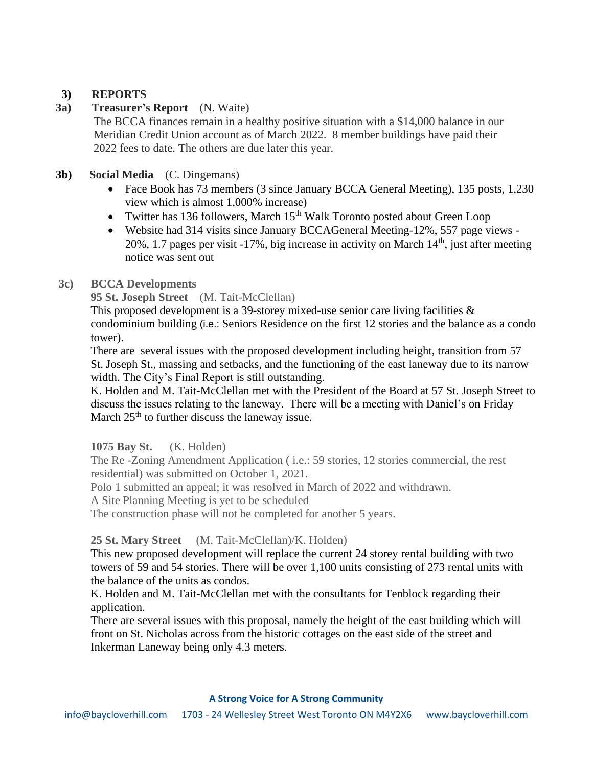## 3) REPORTS

### 3a) Treasurer's Report (N. Waite)

The BCCA finances remain in a healthy positive situation with a $14,000 balance in our Meridian Credit Union account as of March 2022. 8 member buildings have paid their 2022 fees to date. The others are due later this year.

### 3b) Social Media (C. Dingemans)

- Face Book has 73 members (3 since January BCCA General Meeting), 135 posts, 1,230 view which is almost 1,000% increase)
- Twitter has 136 followers, March 15th Walk Toronto posted about Green Loop
- Website had 314 visits since January BCCAGeneral Meeting-12%, 557 page views -20%, 1.7 pages per visit -17%, big increase in activity on March 14th, just after meeting notice was sent out

### 3c) BCCA Developments

**95 St. Joseph Street** (M. Tait-McClellan)

This proposed development is a 39-storey mixed-use senior care living facilities & condominium building (i.e.: Seniors Residence on the first 12 stories and the balance as a condo tower).

There are several issues with the proposed development including height, transition from 57 St. Joseph St., massing and setbacks, and the functioning of the east laneway due to its narrow width. The City's Final Report is still outstanding.

K. Holden and M. Tait-McClellan met with the President of the Board at 57 St. Joseph Street to discuss the issues relating to the laneway. There will be a meeting with Daniel's on Friday March 25th to further discuss the laneway issue.

**1075 Bay St.** (K. Holden)

The Re -Zoning Amendment Application ( i.e.: 59 stories, 12 stories commercial, the rest residential) was submitted on October 1, 2021.

Polo 1 submitted an appeal; it was resolved in March of 2022 and withdrawn.

A Site Planning Meeting is yet to be scheduled

The construction phase will not be completed for another 5 years.

**25 St. Mary Street** (M. Tait-McClellan)/K. Holden)

This new proposed development will replace the current 24 storey rental building with two towers of 59 and 54 stories. There will be over 1,100 units consisting of 273 rental units with the balance of the units as condos.

K. Holden and M. Tait-McClellan met with the consultants for Tenblock regarding their application.

There are several issues with this proposal, namely the height of the east building which will front on St. Nicholas across from the historic cottages on the east side of the street and Inkerman Laneway being only 4.3 meters.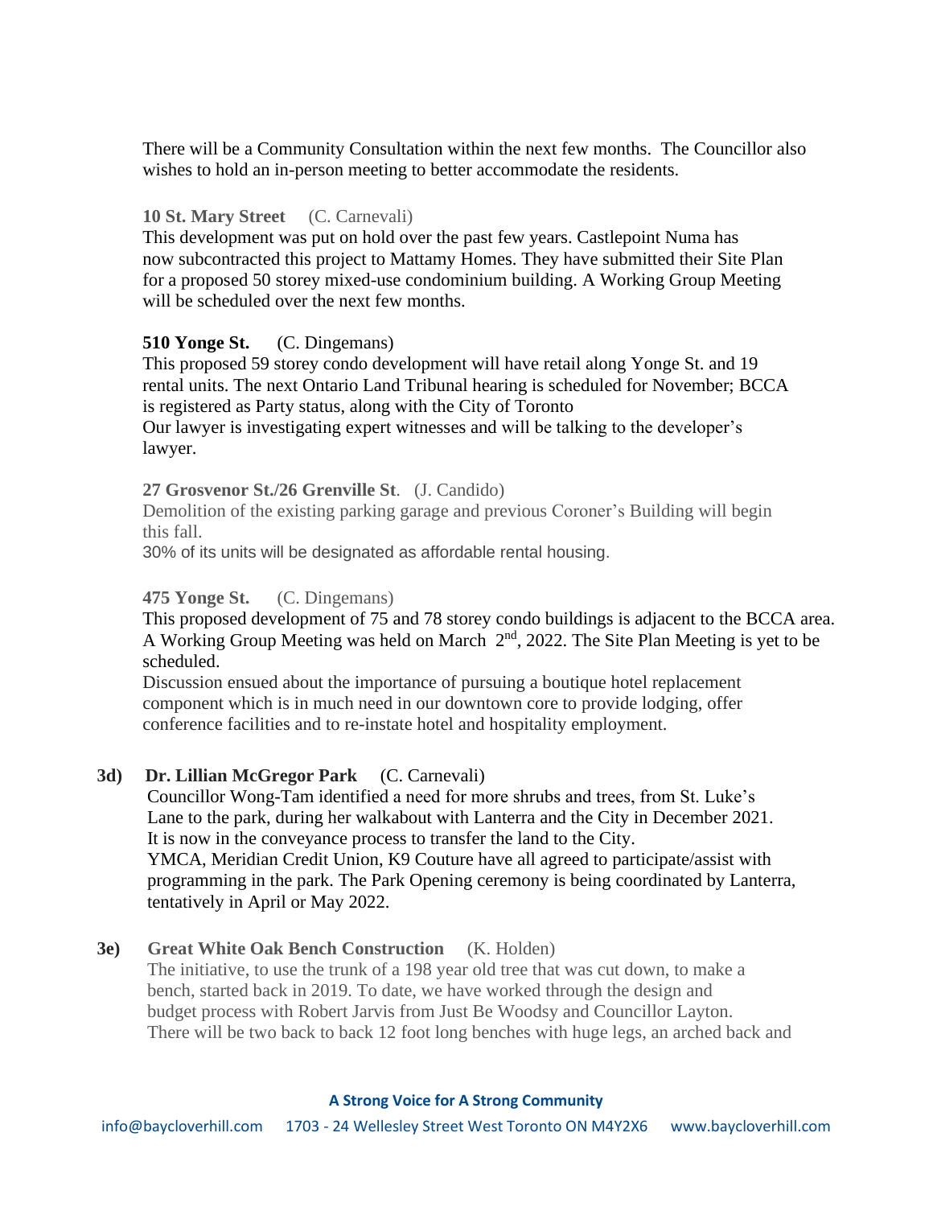There will be a Community Consultation within the next few months. The Councillor also wishes to hold an in-person meeting to better accommodate the residents.

**10 St. Mary Street** (C. Carnevali)
This development was put on hold over the past few years. Castlepoint Numa has now subcontracted this project to Mattamy Homes. They have submitted their Site Plan for a proposed 50 storey mixed-use condominium building. A Working Group Meeting will be scheduled over the next few months.

**510 Yonge St.** (C. Dingemans)
This proposed 59 storey condo development will have retail along Yonge St. and 19 rental units. The next Ontario Land Tribunal hearing is scheduled for November; BCCA is registered as Party status, along with the City of Toronto
Our lawyer is investigating expert witnesses and will be talking to the developer's lawyer.

**27 Grosvenor St./26 Grenville St**. (J. Candido)
Demolition of the existing parking garage and previous Coroner's Building will begin this fall.
30% of its units will be designated as affordable rental housing.

**475 Yonge St.** (C. Dingemans)
This proposed development of 75 and 78 storey condo buildings is adjacent to the BCCA area. A Working Group Meeting was held on March 2nd, 2022. The Site Plan Meeting is yet to be scheduled.
Discussion ensued about the importance of pursuing a boutique hotel replacement component which is in much need in our downtown core to provide lodging, offer conference facilities and to re-instate hotel and hospitality employment.

**3d) Dr. Lillian McGregor Park** (C. Carnevali)
Councillor Wong-Tam identified a need for more shrubs and trees, from St. Luke's Lane to the park, during her walkabout with Lanterra and the City in December 2021. It is now in the conveyance process to transfer the land to the City.
YMCA, Meridian Credit Union, K9 Couture have all agreed to participate/assist with programming in the park. The Park Opening ceremony is being coordinated by Lanterra, tentatively in April or May 2022.

**3e) Great White Oak Bench Construction** (K. Holden)
The initiative, to use the trunk of a 198 year old tree that was cut down, to make a bench, started back in 2019. To date, we have worked through the design and budget process with Robert Jarvis from Just Be Woodsy and Councillor Layton.
There will be two back to back 12 foot long benches with huge legs, an arched back and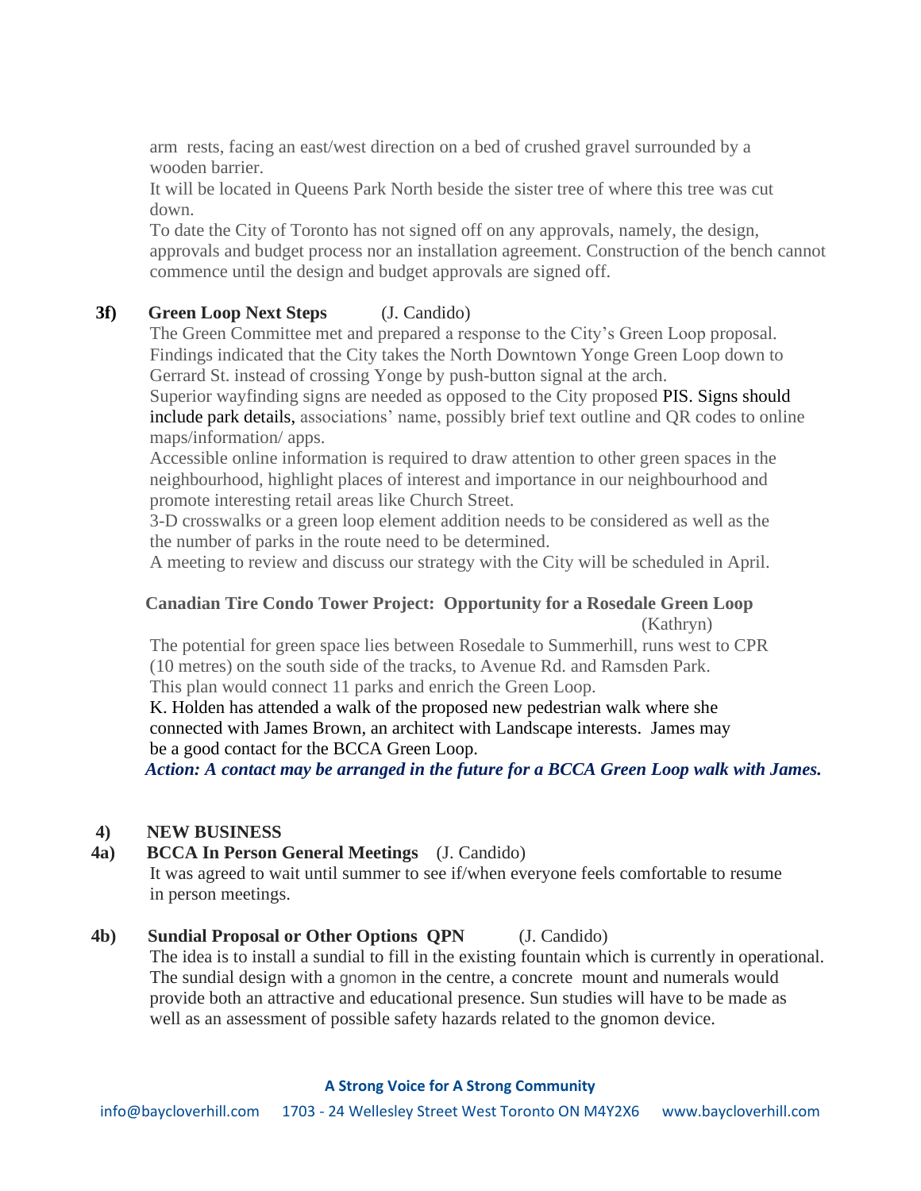arm rests, facing an east/west direction on a bed of crushed gravel surrounded by a wooden barrier.
It will be located in Queens Park North beside the sister tree of where this tree was cut down.
To date the City of Toronto has not signed off on any approvals, namely, the design, approvals and budget process nor an installation agreement. Construction of the bench cannot commence until the design and budget approvals are signed off.

**3f) Green Loop Next Steps** (J. Candido)
The Green Committee met and prepared a response to the City's Green Loop proposal. Findings indicated that the City takes the North Downtown Yonge Green Loop down to Gerrard St. instead of crossing Yonge by push-button signal at the arch.
Superior wayfinding signs are needed as opposed to the City proposed PIS. Signs should include park details, associations' name, possibly brief text outline and QR codes to online maps/information/ apps.
Accessible online information is required to draw attention to other green spaces in the neighbourhood, highlight places of interest and importance in our neighbourhood and promote interesting retail areas like Church Street.
3-D crosswalks or a green loop element addition needs to be considered as well as the the number of parks in the route need to be determined.
A meeting to review and discuss our strategy with the City will be scheduled in April.

**Canadian Tire Condo Tower Project: Opportunity for a Rosedale Green Loop** (Kathryn)
The potential for green space lies between Rosedale to Summerhill, runs west to CPR (10 metres) on the south side of the tracks, to Avenue Rd. and Ramsden Park.
This plan would connect 11 parks and enrich the Green Loop.
K. Holden has attended a walk of the proposed new pedestrian walk where she connected with James Brown, an architect with Landscape interests. James may be a good contact for the BCCA Green Loop.
***Action: A contact may be arranged in the future for a BCCA Green Loop walk with James.***

**4) NEW BUSINESS**

**4a) BCCA In Person General Meetings** (J. Candido)
It was agreed to wait until summer to see if/when everyone feels comfortable to resume in person meetings.

**4b) Sundial Proposal or Other Options QPN** (J. Candido)
The idea is to install a sundial to fill in the existing fountain which is currently in operational. The sundial design with a gnomon in the centre, a concrete mount and numerals would provide both an attractive and educational presence. Sun studies will have to be made as well as an assessment of possible safety hazards related to the gnomon device.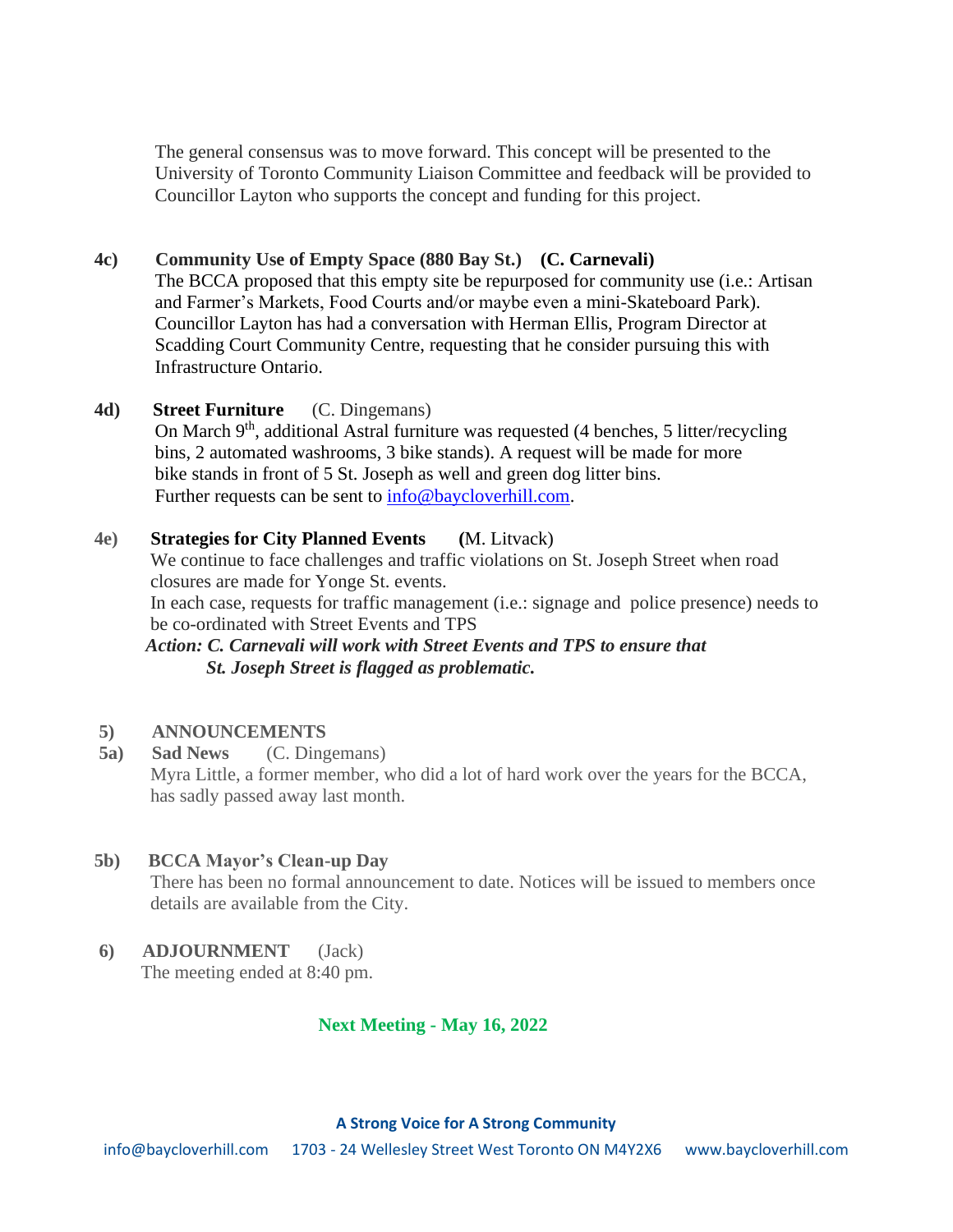The general consensus was to move forward. This concept will be presented to the University of Toronto Community Liaison Committee and feedback will be provided to Councillor Layton who supports the concept and funding for this project.

**4c) Community Use of Empty Space (880 Bay St.) (C. Carnevali)**

The BCCA proposed that this empty site be repurposed for community use (i.e.: Artisan and Farmer's Markets, Food Courts and/or maybe even a mini-Skateboard Park). Councillor Layton has had a conversation with Herman Ellis, Program Director at Scadding Court Community Centre, requesting that he consider pursuing this with Infrastructure Ontario.

**4d) Street Furniture** (C. Dingemans)

On March 9th, additional Astral furniture was requested (4 benches, 5 litter/recycling bins, 2 automated washrooms, 3 bike stands). A request will be made for more bike stands in front of 5 St. Joseph as well and green dog litter bins. Further requests can be sent to info@baycloverhill.com.

**4e) Strategies for City Planned Events** (M. Litvack)

We continue to face challenges and traffic violations on St. Joseph Street when road closures are made for Yonge St. events.
In each case, requests for traffic management (i.e.: signage and police presence) needs to be co-ordinated with Street Events and TPS

***Action: C. Carnevali will work with Street Events and TPS to ensure that St. Joseph Street is flagged as problematic.***

**5) ANNOUNCEMENTS**

**5a) Sad News** (C. Dingemans)

Myra Little, a former member, who did a lot of hard work over the years for the BCCA, has sadly passed away last month.

**5b) BCCA Mayor's Clean-up Day**

There has been no formal announcement to date. Notices will be issued to members once details are available from the City.

**6) ADJOURNMENT** (Jack)

The meeting ended at 8:40 pm.

**Next Meeting - May 16, 2022**